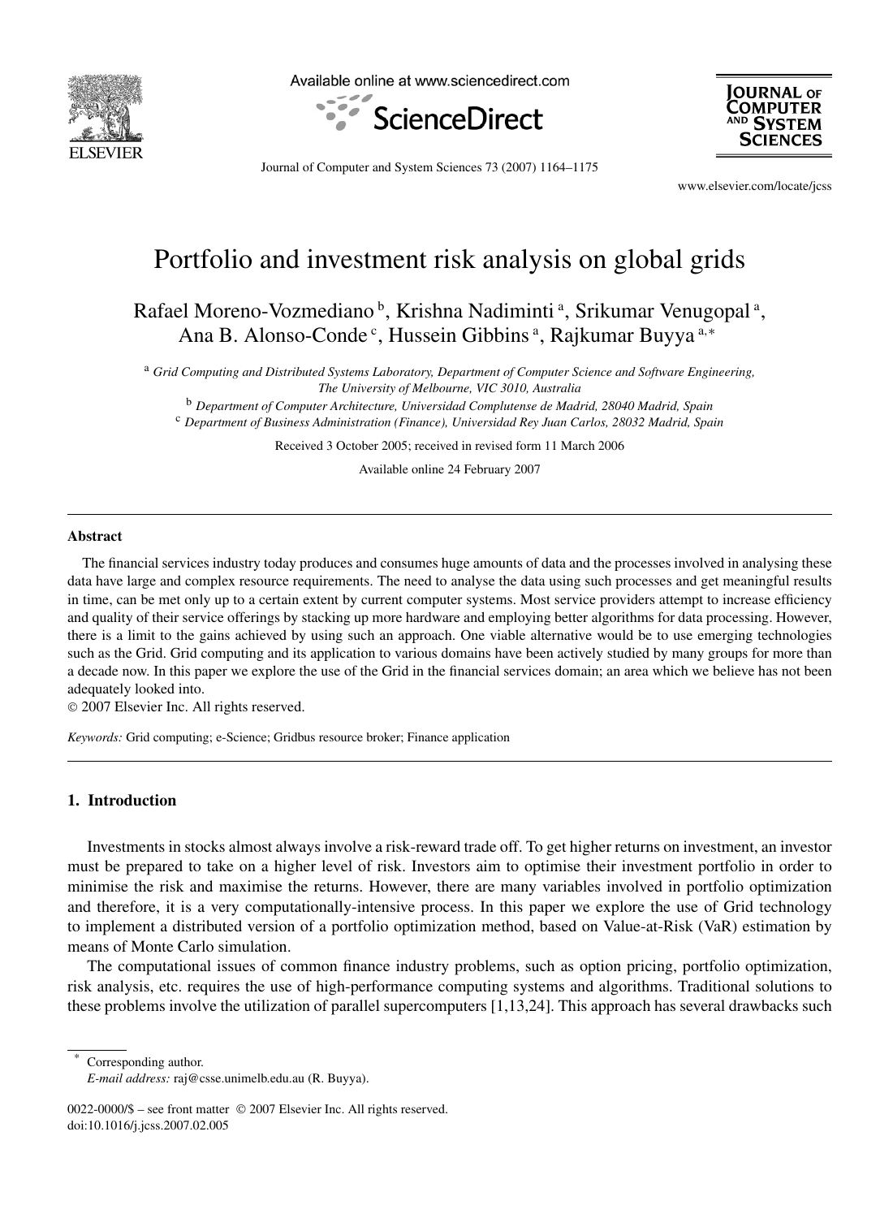# Portfolio and investment risk analysis on global grids

Rafael Moreno-Vozmediano [b], Krishna Nadiminti [a], Srikumar Venugopal [a], Ana B. Alonso-Conde [c], Hussein Gibbins [a], Rajkumar Buyya [a,*]

[a] *Grid Computing and Distributed Systems Laboratory, Department of Computer Science and Software Engineering, The University of Melbourne, VIC 3010, Australia*

[b] *Department of Computer Architecture, Universidad Complutense de Madrid, 28040 Madrid, Spain*

[c] *Department of Business Administration (Finance), Universidad Rey Juan Carlos, 28032 Madrid, Spain*

Received 3 October 2005; received in revised form 11 March 2006

Available online 24 February 2007

## Abstract

The financial services industry today produces and consumes huge amounts of data and the processes involved in analysing these data have large and complex resource requirements. The need to analyse the data using such processes and get meaningful results in time, can be met only up to a certain extent by current computer systems. Most service providers attempt to increase efficiency and quality of their service offerings by stacking up more hardware and employing better algorithms for data processing. However, there is a limit to the gains achieved by using such an approach. One viable alternative would be to use emerging technologies such as the Grid. Grid computing and its application to various domains have been actively studied by many groups for more than a decade now. In this paper we explore the use of the Grid in the financial services domain; an area which we believe has not been adequately looked into.

© 2007 Elsevier Inc. All rights reserved.

*Keywords:* Grid computing; e-Science; Gridbus resource broker; Finance application

## 1. Introduction

Investments in stocks almost always involve a risk-reward trade off. To get higher returns on investment, an investor must be prepared to take on a higher level of risk. Investors aim to optimise their investment portfolio in order to minimise the risk and maximise the returns. However, there are many variables involved in portfolio optimization and therefore, it is a very computationally-intensive process. In this paper we explore the use of Grid technology to implement a distributed version of a portfolio optimization method, based on Value-at-Risk (VaR) estimation by means of Monte Carlo simulation.

The computational issues of common finance industry problems, such as option pricing, portfolio optimization, risk analysis, etc. requires the use of high-performance computing systems and algorithms. Traditional solutions to these problems involve the utilization of parallel supercomputers [1,13,24]. This approach has several drawbacks such

---

\* Corresponding author.

*E-mail address:* raj@csse.unimelb.edu.au (R. Buyya).

0022-0000/$ – see front matter © 2007 Elsevier Inc. All rights reserved.
doi:10.1016/j.jcss.2007.02.005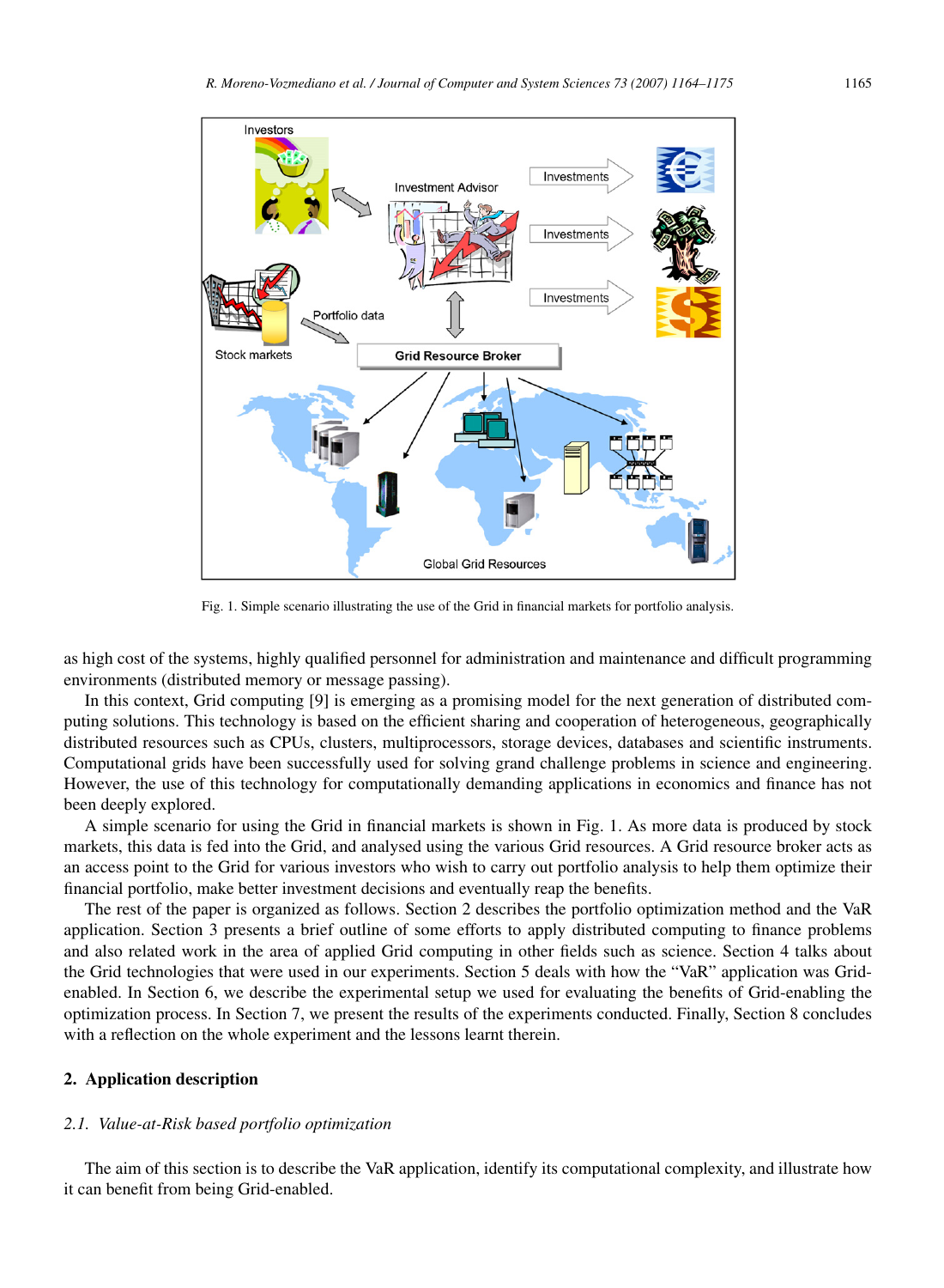Fig. 1. Simple scenario illustrating the use of the Grid in financial markets for portfolio analysis.

as high cost of the systems, highly qualified personnel for administration and maintenance and difficult programming environments (distributed memory or message passing).

In this context, Grid computing [9] is emerging as a promising model for the next generation of distributed computing solutions. This technology is based on the efficient sharing and cooperation of heterogeneous, geographically distributed resources such as CPUs, clusters, multiprocessors, storage devices, databases and scientific instruments. Computational grids have been successfully used for solving grand challenge problems in science and engineering. However, the use of this technology for computationally demanding applications in economics and finance has not been deeply explored.

A simple scenario for using the Grid in financial markets is shown in Fig. 1. As more data is produced by stock markets, this data is fed into the Grid, and analysed using the various Grid resources. A Grid resource broker acts as an access point to the Grid for various investors who wish to carry out portfolio analysis to help them optimize their financial portfolio, make better investment decisions and eventually reap the benefits.

The rest of the paper is organized as follows. Section 2 describes the portfolio optimization method and the VaR application. Section 3 presents a brief outline of some efforts to apply distributed computing to finance problems and also related work in the area of applied Grid computing in other fields such as science. Section 4 talks about the Grid technologies that were used in our experiments. Section 5 deals with how the "VaR" application was Grid-enabled. In Section 6, we describe the experimental setup we used for evaluating the benefits of Grid-enabling the optimization process. In Section 7, we present the results of the experiments conducted. Finally, Section 8 concludes with a reflection on the whole experiment and the lessons learnt therein.

## 2. Application description

### *2.1. Value-at-Risk based portfolio optimization*

The aim of this section is to describe the VaR application, identify its computational complexity, and illustrate how it can benefit from being Grid-enabled.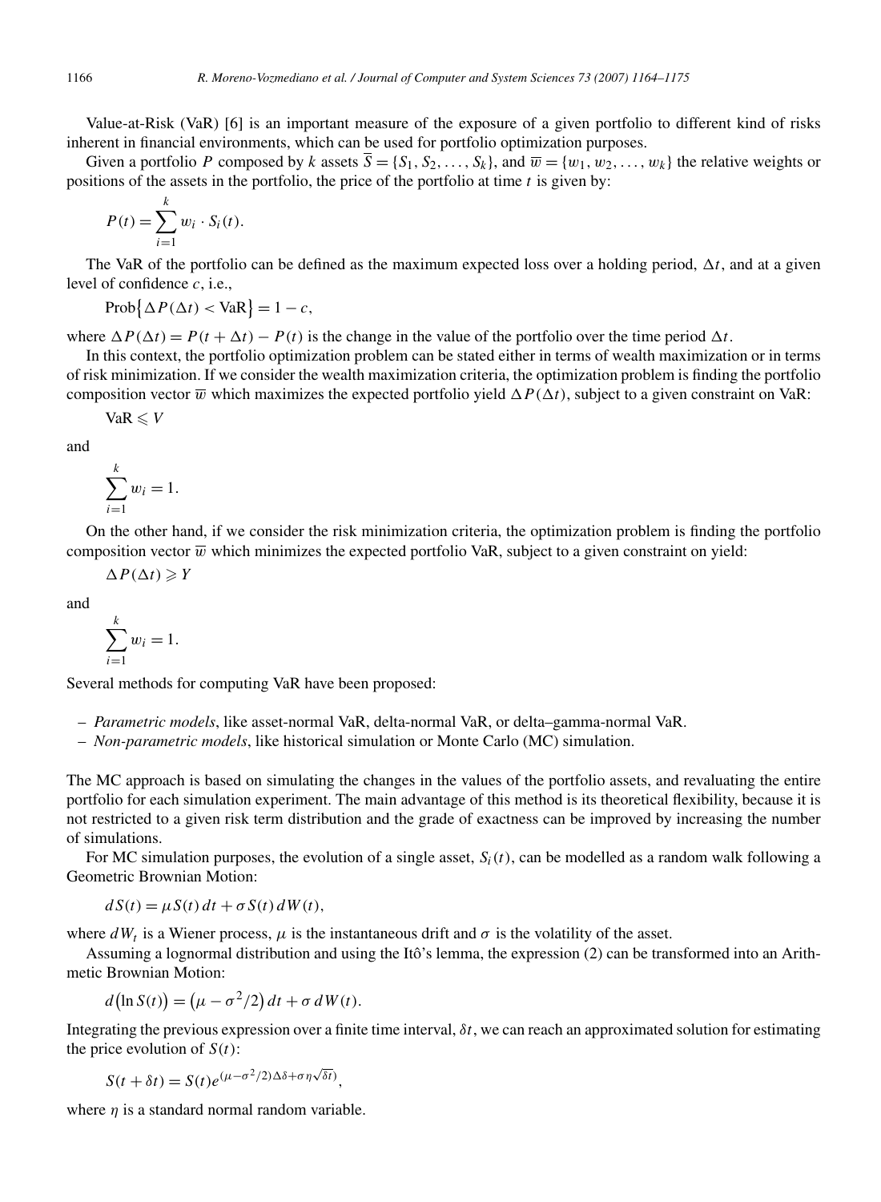Value-at-Risk (VaR) [6] is an important measure of the exposure of a given portfolio to different kind of risks inherent in financial environments, which can be used for portfolio optimization purposes.

Given a portfolio $P$ composed by $k$ assets $\overline{S} = \{S_1, S_2, \ldots, S_k\}$, and $\overline{w} = \{w_1, w_2, \ldots, w_k\}$ the relative weights or positions of the assets in the portfolio, the price of the portfolio at time $t$ is given by:

$$P(t) = \sum_{i=1}^{k} w_i \cdot S_i(t).$$

The VaR of the portfolio can be defined as the maximum expected loss over a holding period, $\Delta t$, and at a given level of confidence $c$, i.e.,

$$\text{Prob}\{\Delta P(\Delta t) < \text{VaR}\} = 1 - c,$$

where $\Delta P(\Delta t) = P(t + \Delta t) - P(t)$ is the change in the value of the portfolio over the time period $\Delta t$.

In this context, the portfolio optimization problem can be stated either in terms of wealth maximization or in terms of risk minimization. If we consider the wealth maximization criteria, the optimization problem is finding the portfolio composition vector $\overline{w}$ which maximizes the expected portfolio yield $\Delta P(\Delta t)$, subject to a given constraint on VaR:

$$\text{VaR} \leqslant V$$

and

$$\sum_{i=1}^{k} w_i = 1.$$

On the other hand, if we consider the risk minimization criteria, the optimization problem is finding the portfolio composition vector $\overline{w}$ which minimizes the expected portfolio VaR, subject to a given constraint on yield:

$$\Delta P(\Delta t) \geqslant Y$$

and

$$\sum_{i=1}^{k} w_i = 1.$$

Several methods for computing VaR have been proposed:

- *Parametric models*, like asset-normal VaR, delta-normal VaR, or delta–gamma-normal VaR.
- *Non-parametric models*, like historical simulation or Monte Carlo (MC) simulation.

The MC approach is based on simulating the changes in the values of the portfolio assets, and revaluating the entire portfolio for each simulation experiment. The main advantage of this method is its theoretical flexibility, because it is not restricted to a given risk term distribution and the grade of exactness can be improved by increasing the number of simulations.

For MC simulation purposes, the evolution of a single asset, $S_i(t)$, can be modelled as a random walk following a Geometric Brownian Motion:

$$dS(t) = \mu S(t)\,dt + \sigma S(t)\,dW(t),$$

where $dW_t$ is a Wiener process, $\mu$ is the instantaneous drift and $\sigma$ is the volatility of the asset.

Assuming a lognormal distribution and using the Itô's lemma, the expression (2) can be transformed into an Arithmetic Brownian Motion:

$$d\big(\ln S(t)\big) = \big(\mu - \sigma^2/2\big)\,dt + \sigma\,dW(t).$$

Integrating the previous expression over a finite time interval, $\delta t$, we can reach an approximated solution for estimating the price evolution of $S(t)$:

$$S(t + \delta t) = S(t)e^{(\mu - \sigma^2/2)\Delta\delta + \sigma\eta\sqrt{\delta t})},$$

where $\eta$ is a standard normal random variable.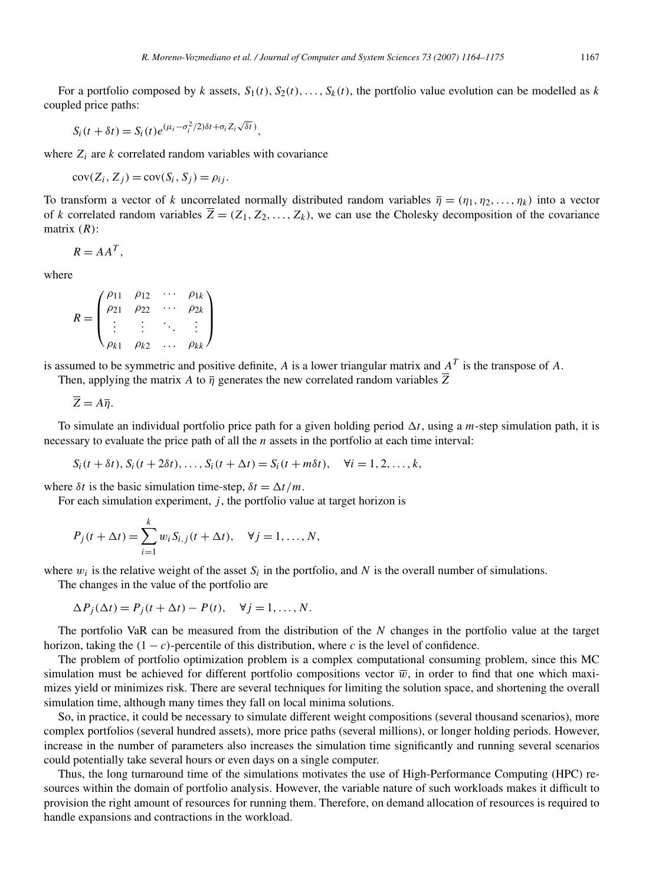For a portfolio composed by $k$ assets, $S_1(t), S_2(t), \ldots, S_k(t)$, the portfolio value evolution can be modelled as $k$ coupled price paths:

$$S_i(t + \delta t) = S_i(t) e^{(\mu_i - \sigma_i^2/2)\delta t + \sigma_i Z_i \sqrt{\delta t})},$$

where $Z_i$ are $k$ correlated random variables with covariance

$$\mathrm{cov}(Z_i, Z_j) = \mathrm{cov}(S_i, S_j) = \rho_{ij}.$$

To transform a vector of $k$ uncorrelated normally distributed random variables $\overline{\eta} = (\eta_1, \eta_2, \ldots, \eta_k)$ into a vector of $k$ correlated random variables $\overline{Z} = (Z_1, Z_2, \ldots, Z_k)$, we can use the Cholesky decomposition of the covariance matrix $(R)$:

$$R = AA^T,$$

where

$$R = \begin{pmatrix} \rho_{11} & \rho_{12} & \cdots & \rho_{1k} \\ \rho_{21} & \rho_{22} & \cdots & \rho_{2k} \\ \vdots & \vdots & \ddots & \vdots \\ \rho_{k1} & \rho_{k2} & \ldots & \rho_{kk} \end{pmatrix}$$

is assumed to be symmetric and positive definite, $A$ is a lower triangular matrix and $A^T$ is the transpose of $A$.

Then, applying the matrix $A$ to $\overline{\eta}$ generates the new correlated random variables $\overline{Z}$

$$\overline{Z} = A\overline{\eta}.$$

To simulate an individual portfolio price path for a given holding period $\Delta t$, using a $m$-step simulation path, it is necessary to evaluate the price path of all the $n$ assets in the portfolio at each time interval:

$$S_i(t + \delta t), S_i(t + 2\delta t), \ldots, S_i(t + \Delta t) = S_i(t + m\delta t), \quad \forall i = 1, 2, \ldots, k,$$

where $\delta t$ is the basic simulation time-step, $\delta t = \Delta t / m$.

For each simulation experiment, $j$, the portfolio value at target horizon is

$$P_j(t + \Delta t) = \sum_{i=1}^{k} w_i S_{i,j}(t + \Delta t), \quad \forall j = 1, \ldots, N,$$

where $w_i$ is the relative weight of the asset $S_i$ in the portfolio, and $N$ is the overall number of simulations.

The changes in the value of the portfolio are

$$\Delta P_j(\Delta t) = P_j(t + \Delta t) - P(t), \quad \forall j = 1, \ldots, N.$$

The portfolio VaR can be measured from the distribution of the $N$ changes in the portfolio value at the target horizon, taking the $(1 - c)$-percentile of this distribution, where $c$ is the level of confidence.

The problem of portfolio optimization problem is a complex computational consuming problem, since this MC simulation must be achieved for different portfolio compositions vector $\overline{w}$, in order to find that one which maximizes yield or minimizes risk. There are several techniques for limiting the solution space, and shortening the overall simulation time, although many times they fall on local minima solutions.

So, in practice, it could be necessary to simulate different weight compositions (several thousand scenarios), more complex portfolios (several hundred assets), more price paths (several millions), or longer holding periods. However, increase in the number of parameters also increases the simulation time significantly and running several scenarios could potentially take several hours or even days on a single computer.

Thus, the long turnaround time of the simulations motivates the use of High-Performance Computing (HPC) resources within the domain of portfolio analysis. However, the variable nature of such workloads makes it difficult to provision the right amount of resources for running them. Therefore, on demand allocation of resources is required to handle expansions and contractions in the workload.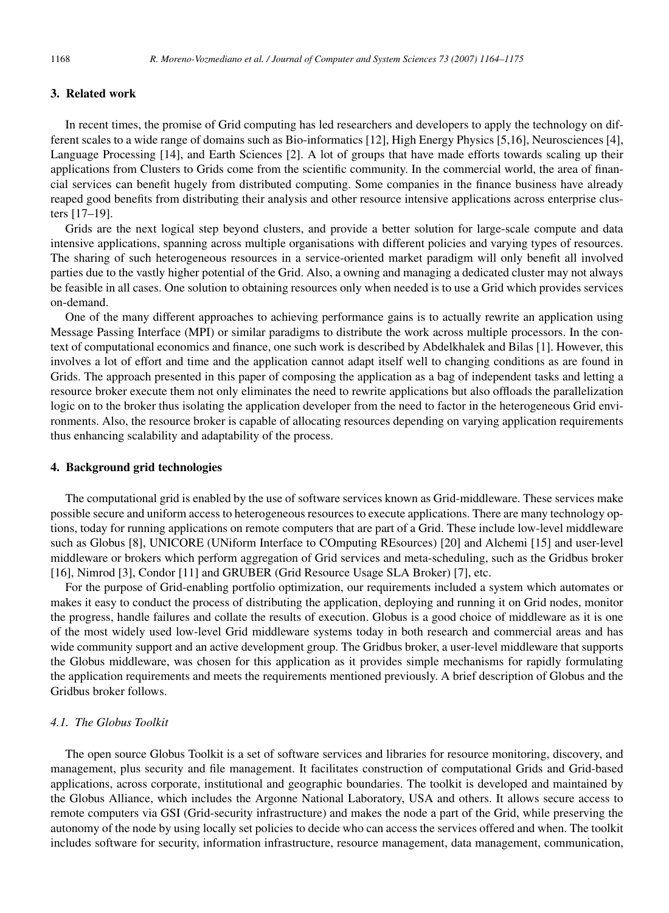## 3. Related work

In recent times, the promise of Grid computing has led researchers and developers to apply the technology on different scales to a wide range of domains such as Bio-informatics [12], High Energy Physics [5,16], Neurosciences [4], Language Processing [14], and Earth Sciences [2]. A lot of groups that have made efforts towards scaling up their applications from Clusters to Grids come from the scientific community. In the commercial world, the area of financial services can benefit hugely from distributed computing. Some companies in the finance business have already reaped good benefits from distributing their analysis and other resource intensive applications across enterprise clusters [17–19].

Grids are the next logical step beyond clusters, and provide a better solution for large-scale compute and data intensive applications, spanning across multiple organisations with different policies and varying types of resources. The sharing of such heterogeneous resources in a service-oriented market paradigm will only benefit all involved parties due to the vastly higher potential of the Grid. Also, a owning and managing a dedicated cluster may not always be feasible in all cases. One solution to obtaining resources only when needed is to use a Grid which provides services on-demand.

One of the many different approaches to achieving performance gains is to actually rewrite an application using Message Passing Interface (MPI) or similar paradigms to distribute the work across multiple processors. In the context of computational economics and finance, one such work is described by Abdelkhalek and Bilas [1]. However, this involves a lot of effort and time and the application cannot adapt itself well to changing conditions as are found in Grids. The approach presented in this paper of composing the application as a bag of independent tasks and letting a resource broker execute them not only eliminates the need to rewrite applications but also offloads the parallelization logic on to the broker thus isolating the application developer from the need to factor in the heterogeneous Grid environments. Also, the resource broker is capable of allocating resources depending on varying application requirements thus enhancing scalability and adaptability of the process.

## 4. Background grid technologies

The computational grid is enabled by the use of software services known as Grid-middleware. These services make possible secure and uniform access to heterogeneous resources to execute applications. There are many technology options, today for running applications on remote computers that are part of a Grid. These include low-level middleware such as Globus [8], UNICORE (UNiform Interface to COmputing REsources) [20] and Alchemi [15] and user-level middleware or brokers which perform aggregation of Grid services and meta-scheduling, such as the Gridbus broker [16], Nimrod [3], Condor [11] and GRUBER (Grid Resource Usage SLA Broker) [7], etc.

For the purpose of Grid-enabling portfolio optimization, our requirements included a system which automates or makes it easy to conduct the process of distributing the application, deploying and running it on Grid nodes, monitor the progress, handle failures and collate the results of execution. Globus is a good choice of middleware as it is one of the most widely used low-level Grid middleware systems today in both research and commercial areas and has wide community support and an active development group. The Gridbus broker, a user-level middleware that supports the Globus middleware, was chosen for this application as it provides simple mechanisms for rapidly formulating the application requirements and meets the requirements mentioned previously. A brief description of Globus and the Gridbus broker follows.

### *4.1. The Globus Toolkit*

The open source Globus Toolkit is a set of software services and libraries for resource monitoring, discovery, and management, plus security and file management. It facilitates construction of computational Grids and Grid-based applications, across corporate, institutional and geographic boundaries. The toolkit is developed and maintained by the Globus Alliance, which includes the Argonne National Laboratory, USA and others. It allows secure access to remote computers via GSI (Grid-security infrastructure) and makes the node a part of the Grid, while preserving the autonomy of the node by using locally set policies to decide who can access the services offered and when. The toolkit includes software for security, information infrastructure, resource management, data management, communication,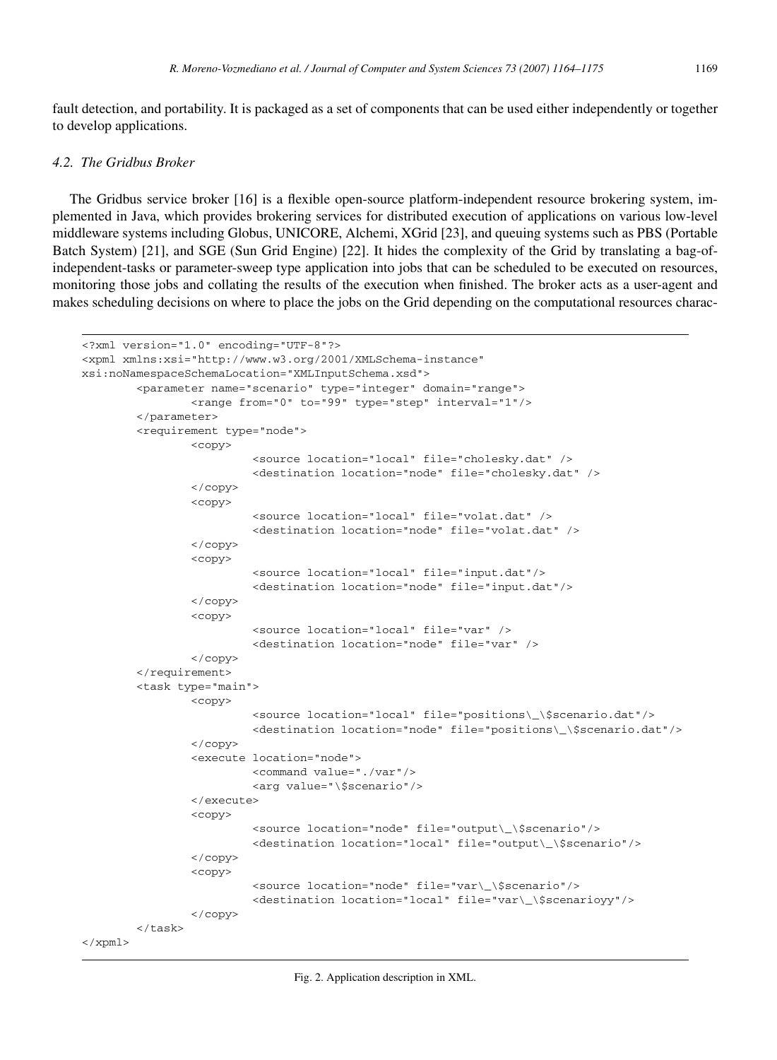fault detection, and portability. It is packaged as a set of components that can be used either independently or together to develop applications.

### *4.2. The Gridbus Broker*

The Gridbus service broker [16] is a flexible open-source platform-independent resource brokering system, implemented in Java, which provides brokering services for distributed execution of applications on various low-level middleware systems including Globus, UNICORE, Alchemi, XGrid [23], and queuing systems such as PBS (Portable Batch System) [21], and SGE (Sun Grid Engine) [22]. It hides the complexity of the Grid by translating a bag-of-independent-tasks or parameter-sweep type application into jobs that can be scheduled to be executed on resources, monitoring those jobs and collating the results of the execution when finished. The broker acts as a user-agent and makes scheduling decisions on where to place the jobs on the Grid depending on the computational resources charac-

```
<?xml version="1.0" encoding="UTF-8"?>
<xpml xmlns:xsi="http://www.w3.org/2001/XMLSchema-instance"
xsi:noNamespaceSchemaLocation="XMLInputSchema.xsd">
        <parameter name="scenario" type="integer" domain="range">
                <range from="0" to="99" type="step" interval="1"/>
        </parameter>
        <requirement type="node">
                <copy>
                        <source location="local" file="cholesky.dat" />
                        <destination location="node" file="cholesky.dat" />
                </copy>
                <copy>
                        <source location="local" file="volat.dat" />
                        <destination location="node" file="volat.dat" />
                </copy>
                <copy>
                        <source location="local" file="input.dat"/>
                        <destination location="node" file="input.dat"/>
                </copy>
                <copy>
                        <source location="local" file="var" />
                        <destination location="node" file="var" />
                </copy>
        </requirement>
        <task type="main">
                <copy>
                        <source location="local" file="positions\_\$scenario.dat"/>
                        <destination location="node" file="positions\_\$scenario.dat"/>
                </copy>
                <execute location="node">
                        <command value="./var"/>
                        <arg value="\$scenario"/>
                </execute>
                <copy>
                        <source location="node" file="output\_\$scenario"/>
                        <destination location="local" file="output\_\$scenario"/>
                </copy>
                <copy>
                        <source location="node" file="var\_\$scenario"/>
                        <destination location="local" file="var\_\$scenarioyy"/>
                </copy>
        </task>
</xpml>
```

Fig. 2. Application description in XML.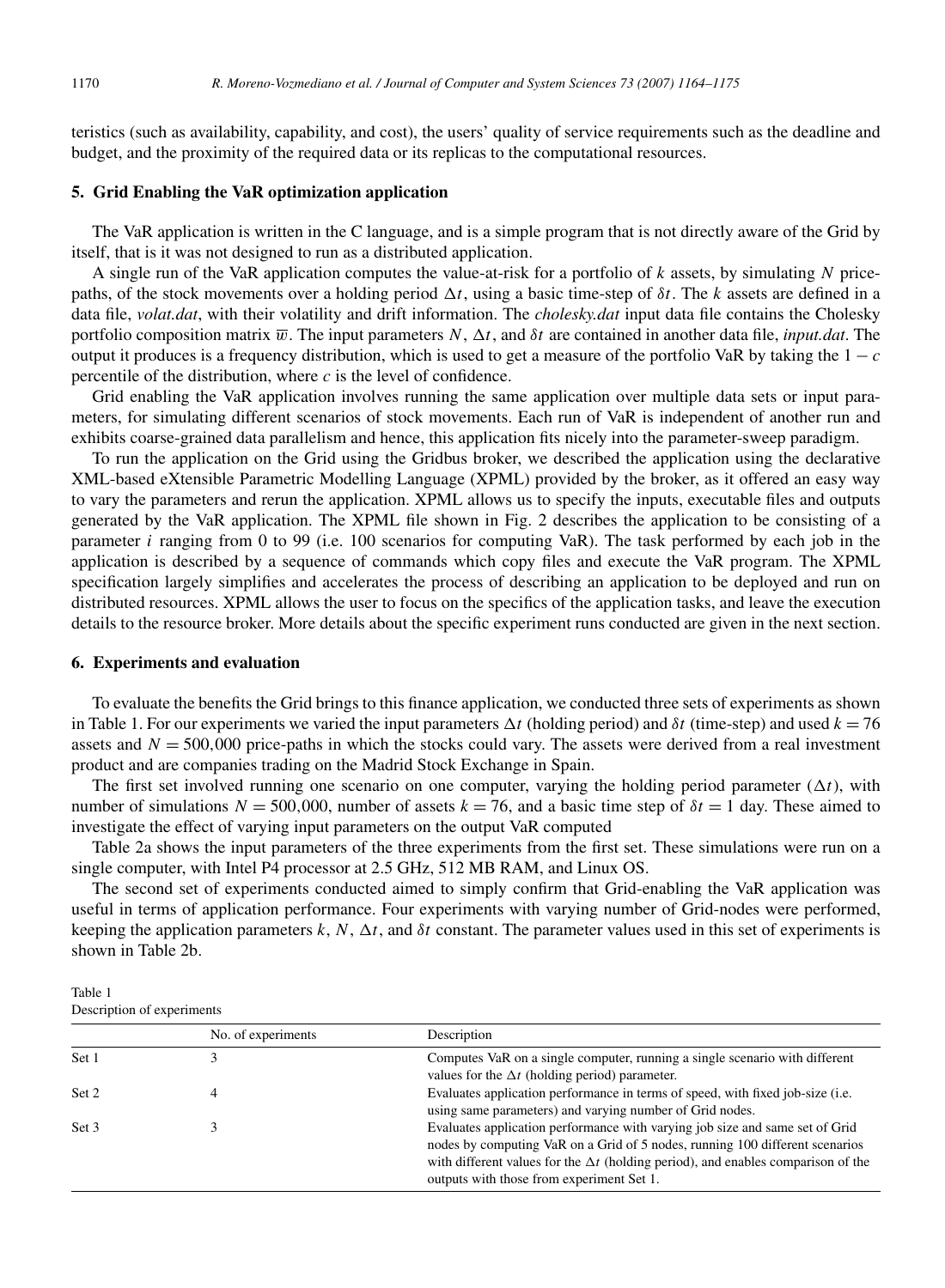teristics (such as availability, capability, and cost), the users' quality of service requirements such as the deadline and budget, and the proximity of the required data or its replicas to the computational resources.

## 5. Grid Enabling the VaR optimization application

The VaR application is written in the C language, and is a simple program that is not directly aware of the Grid by itself, that is it was not designed to run as a distributed application.

A single run of the VaR application computes the value-at-risk for a portfolio of $k$ assets, by simulating $N$ price-paths, of the stock movements over a holding period $\Delta t$, using a basic time-step of $\delta t$. The $k$ assets are defined in a data file, *volat.dat*, with their volatility and drift information. The *cholesky.dat* input data file contains the Cholesky portfolio composition matrix $\overline{w}$. The input parameters $N$, $\Delta t$, and $\delta t$ are contained in another data file, *input.dat*. The output it produces is a frequency distribution, which is used to get a measure of the portfolio VaR by taking the $1 - c$ percentile of the distribution, where $c$ is the level of confidence.

Grid enabling the VaR application involves running the same application over multiple data sets or input parameters, for simulating different scenarios of stock movements. Each run of VaR is independent of another run and exhibits coarse-grained data parallelism and hence, this application fits nicely into the parameter-sweep paradigm.

To run the application on the Grid using the Gridbus broker, we described the application using the declarative XML-based eXtensible Parametric Modelling Language (XPML) provided by the broker, as it offered an easy way to vary the parameters and rerun the application. XPML allows us to specify the inputs, executable files and outputs generated by the VaR application. The XPML file shown in Fig. 2 describes the application to be consisting of a parameter $i$ ranging from 0 to 99 (i.e. 100 scenarios for computing VaR). The task performed by each job in the application is described by a sequence of commands which copy files and execute the VaR program. The XPML specification largely simplifies and accelerates the process of describing an application to be deployed and run on distributed resources. XPML allows the user to focus on the specifics of the application tasks, and leave the execution details to the resource broker. More details about the specific experiment runs conducted are given in the next section.

## 6. Experiments and evaluation

To evaluate the benefits the Grid brings to this finance application, we conducted three sets of experiments as shown in Table 1. For our experiments we varied the input parameters $\Delta t$ (holding period) and $\delta t$ (time-step) and used $k = 76$ assets and $N = 500{,}000$ price-paths in which the stocks could vary. The assets were derived from a real investment product and are companies trading on the Madrid Stock Exchange in Spain.

The first set involved running one scenario on one computer, varying the holding period parameter ($\Delta t$), with number of simulations $N = 500{,}000$, number of assets $k = 76$, and a basic time step of $\delta t = 1$ day. These aimed to investigate the effect of varying input parameters on the output VaR computed

Table 2a shows the input parameters of the three experiments from the first set. These simulations were run on a single computer, with Intel P4 processor at 2.5 GHz, 512 MB RAM, and Linux OS.

The second set of experiments conducted aimed to simply confirm that Grid-enabling the VaR application was useful in terms of application performance. Four experiments with varying number of Grid-nodes were performed, keeping the application parameters $k$, $N$, $\Delta t$, and $\delta t$ constant. The parameter values used in this set of experiments is shown in Table 2b.

Table 1
Description of experiments

| | No. of experiments | Description |
|---|---|---|
| Set 1 | 3 | Computes VaR on a single computer, running a single scenario with different values for the $\Delta t$ (holding period) parameter. |
| Set 2 | 4 | Evaluates application performance in terms of speed, with fixed job-size (i.e. using same parameters) and varying number of Grid nodes. |
| Set 3 | 3 | Evaluates application performance with varying job size and same set of Grid nodes by computing VaR on a Grid of 5 nodes, running 100 different scenarios with different values for the $\Delta t$ (holding period), and enables comparison of the outputs with those from experiment Set 1. |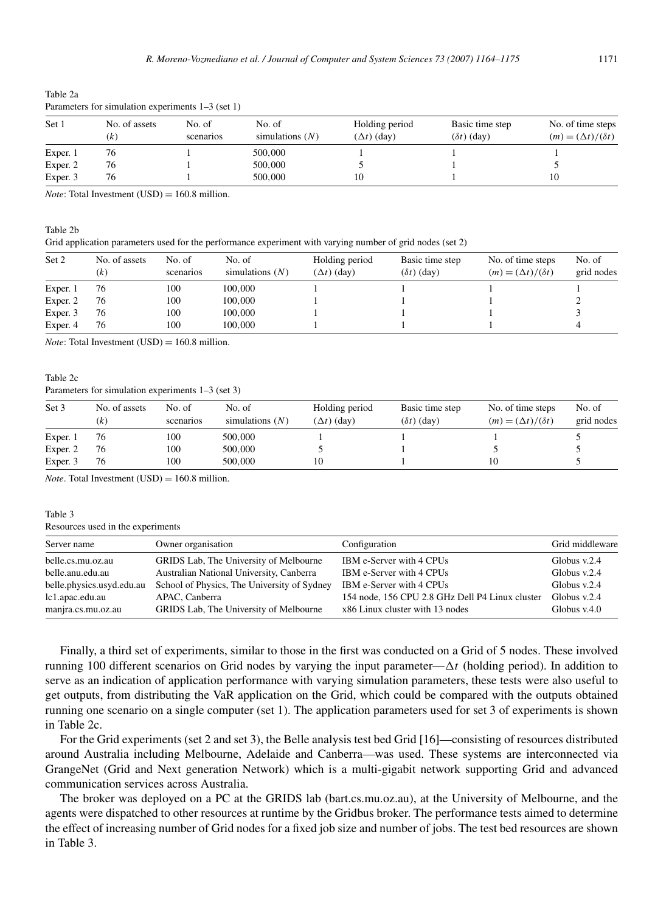Table 2a
Parameters for simulation experiments 1–3 (set 1)

| Set 1 | No. of assets ($k$) | No. of scenarios | No. of simulations ($N$) | Holding period ($\Delta t$) (day) | Basic time step ($\delta t$) (day) | No. of time steps $(m) = (\Delta t)/(\delta t)$ |
|---|---|---|---|---|---|---|
| Exper. 1 | 76 | 1 | 500,000 | 1 | 1 | 1 |
| Exper. 2 | 76 | 1 | 500,000 | 5 | 1 | 5 |
| Exper. 3 | 76 | 1 | 500,000 | 10 | 1 | 10 |

*Note*: Total Investment (USD) = 160.8 million.

Table 2b
Grid application parameters used for the performance experiment with varying number of grid nodes (set 2)

| Set 2 | No. of assets ($k$) | No. of scenarios | No. of simulations ($N$) | Holding period ($\Delta t$) (day) | Basic time step ($\delta t$) (day) | No. of time steps $(m) = (\Delta t)/(\delta t)$ | No. of grid nodes |
|---|---|---|---|---|---|---|---|
| Exper. 1 | 76 | 100 | 100,000 | 1 | 1 | 1 | 1 |
| Exper. 2 | 76 | 100 | 100,000 | 1 | 1 | 1 | 2 |
| Exper. 3 | 76 | 100 | 100,000 | 1 | 1 | 1 | 3 |
| Exper. 4 | 76 | 100 | 100,000 | 1 | 1 | 1 | 4 |

*Note*: Total Investment (USD) = 160.8 million.

Table 2c
Parameters for simulation experiments 1–3 (set 3)

| Set 3 | No. of assets ($k$) | No. of scenarios | No. of simulations ($N$) | Holding period ($\Delta t$) (day) | Basic time step ($\delta t$) (day) | No. of time steps $(m) = (\Delta t)/(\delta t)$ | No. of grid nodes |
|---|---|---|---|---|---|---|---|
| Exper. 1 | 76 | 100 | 500,000 | 1 | 1 | 1 | 5 |
| Exper. 2 | 76 | 100 | 500,000 | 5 | 1 | 5 | 5 |
| Exper. 3 | 76 | 100 | 500,000 | 10 | 1 | 10 | 5 |

*Note*. Total Investment (USD) = 160.8 million.

Table 3
Resources used in the experiments

| Server name | Owner organisation | Configuration | Grid middleware |
|---|---|---|---|
| belle.cs.mu.oz.au | GRIDS Lab, The University of Melbourne | IBM e-Server with 4 CPUs | Globus v.2.4 |
| belle.anu.edu.au | Australian National University, Canberra | IBM e-Server with 4 CPUs | Globus v.2.4 |
| belle.physics.usyd.edu.au | School of Physics, The University of Sydney | IBM e-Server with 4 CPUs | Globus v.2.4 |
| lc1.apac.edu.au | APAC, Canberra | 154 node, 156 CPU 2.8 GHz Dell P4 Linux cluster | Globus v.2.4 |
| manjra.cs.mu.oz.au | GRIDS Lab, The University of Melbourne | x86 Linux cluster with 13 nodes | Globus v.4.0 |

Finally, a third set of experiments, similar to those in the first was conducted on a Grid of 5 nodes. These involved running 100 different scenarios on Grid nodes by varying the input parameter—$\Delta t$ (holding period). In addition to serve as an indication of application performance with varying simulation parameters, these tests were also useful to get outputs, from distributing the VaR application on the Grid, which could be compared with the outputs obtained running one scenario on a single computer (set 1). The application parameters used for set 3 of experiments is shown in Table 2c.

For the Grid experiments (set 2 and set 3), the Belle analysis test bed Grid [16]—consisting of resources distributed around Australia including Melbourne, Adelaide and Canberra—was used. These systems are interconnected via GrangeNet (Grid and Next generation Network) which is a multi-gigabit network supporting Grid and advanced communication services across Australia.

The broker was deployed on a PC at the GRIDS lab (bart.cs.mu.oz.au), at the University of Melbourne, and the agents were dispatched to other resources at runtime by the Gridbus broker. The performance tests aimed to determine the effect of increasing number of Grid nodes for a fixed job size and number of jobs. The test bed resources are shown in Table 3.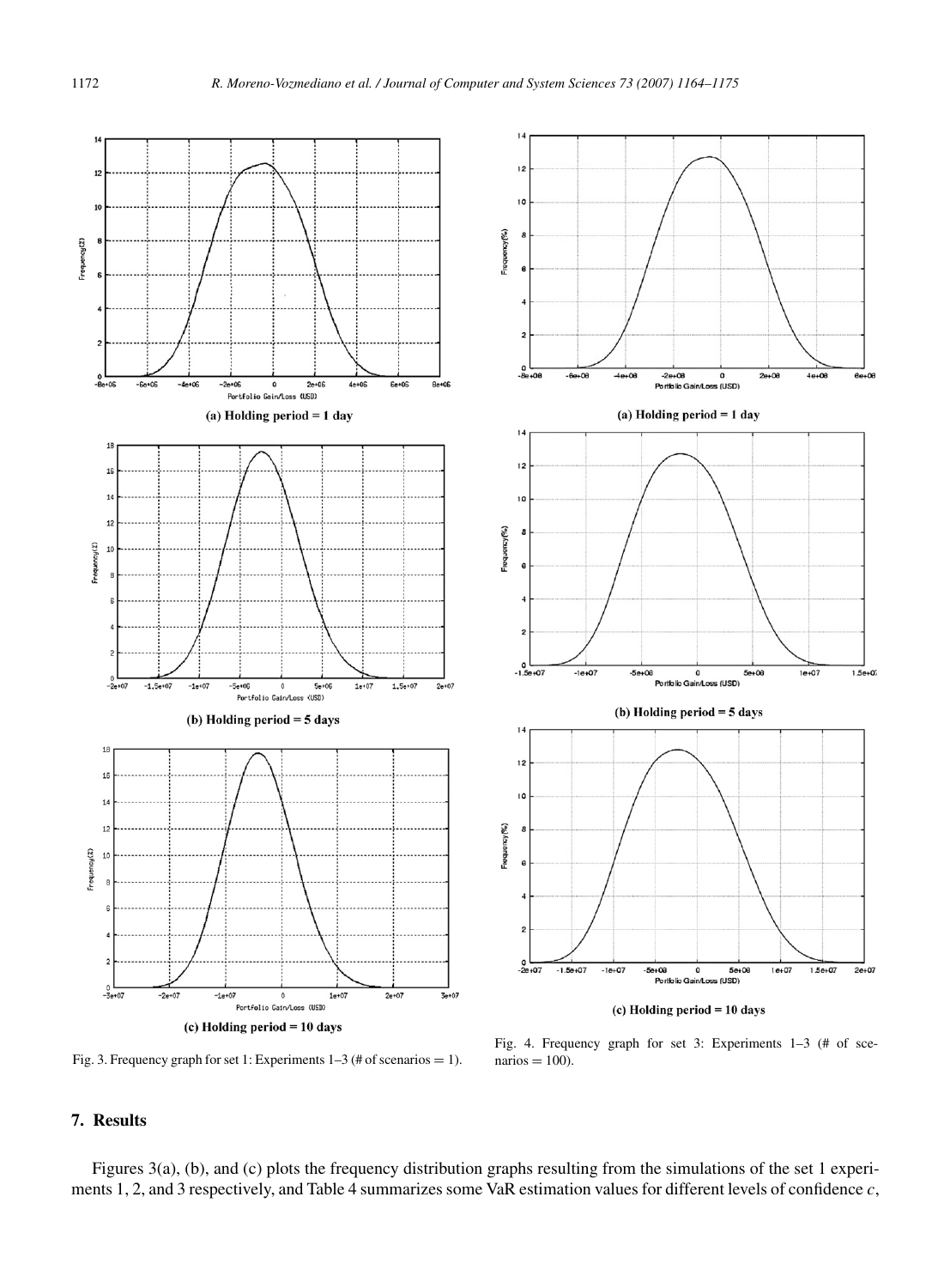(a) Holding period = 1 day

(b) Holding period = 5 days

(c) Holding period = 10 days

Fig. 3. Frequency graph for set 1: Experiments 1–3 (# of scenarios = 1).

(a) Holding period = 1 day

(b) Holding period = 5 days

(c) Holding period = 10 days

Fig. 4. Frequency graph for set 3: Experiments 1–3 (# of scenarios = 100).

## 7. Results

Figures 3(a), (b), and (c) plots the frequency distribution graphs resulting from the simulations of the set 1 experiments 1, 2, and 3 respectively, and Table 4 summarizes some VaR estimation values for different levels of confidence $c$,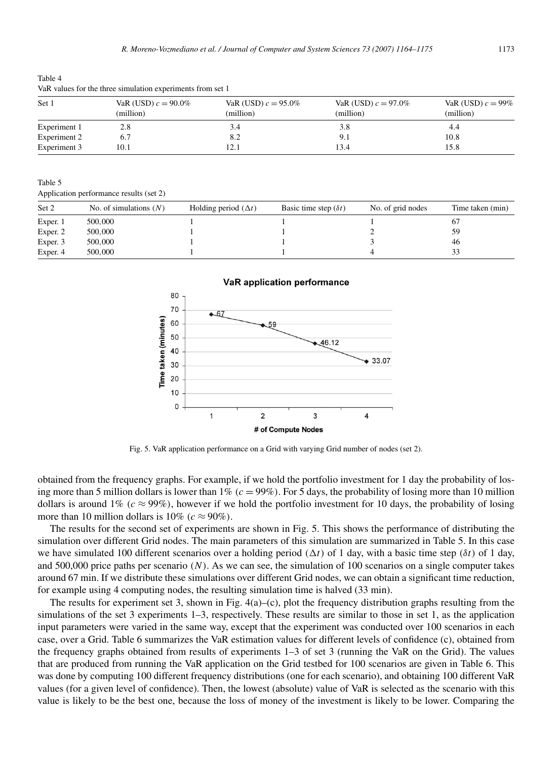Table 4
VaR values for the three simulation experiments from set 1

| Set 1 | VaR (USD) $c = 90.0\%$ (million) | VaR (USD) $c = 95.0\%$ (million) | VaR (USD) $c = 97.0\%$ (million) | VaR (USD) $c = 99\%$ (million) |
|---|---|---|---|---|
| Experiment 1 | 2.8 | 3.4 | 3.8 | 4.4 |
| Experiment 2 | 6.7 | 8.2 | 9.1 | 10.8 |
| Experiment 3 | 10.1 | 12.1 | 13.4 | 15.8 |

Table 5
Application performance results (set 2)

| Set 2 | No. of simulations ($N$) | Holding period ($\Delta t$) | Basic time step ($\delta t$) | No. of grid nodes | Time taken (min) |
|---|---|---|---|---|---|
| Exper. 1 | 500,000 | 1 | 1 | 1 | 67 |
| Exper. 2 | 500,000 | 1 | 1 | 2 | 59 |
| Exper. 3 | 500,000 | 1 | 1 | 3 | 46 |
| Exper. 4 | 500,000 | 1 | 1 | 4 | 33 |

Fig. 5. VaR application performance on a Grid with varying Grid number of nodes (set 2).

obtained from the frequency graphs. For example, if we hold the portfolio investment for 1 day the probability of losing more than 5 million dollars is lower than 1% ($c = 99\%$). For 5 days, the probability of losing more than 10 million dollars is around 1% ($c \approx 99\%$), however if we hold the portfolio investment for 10 days, the probability of losing more than 10 million dollars is 10% ($c \approx 90\%$).

The results for the second set of experiments are shown in Fig. 5. This shows the performance of distributing the simulation over different Grid nodes. The main parameters of this simulation are summarized in Table 5. In this case we have simulated 100 different scenarios over a holding period ($\Delta t$) of 1 day, with a basic time step ($\delta t$) of 1 day, and 500,000 price paths per scenario ($N$). As we can see, the simulation of 100 scenarios on a single computer takes around 67 min. If we distribute these simulations over different Grid nodes, we can obtain a significant time reduction, for example using 4 computing nodes, the resulting simulation time is halved (33 min).

The results for experiment set 3, shown in Fig. 4(a)–(c), plot the frequency distribution graphs resulting from the simulations of the set 3 experiments 1–3, respectively. These results are similar to those in set 1, as the application input parameters were varied in the same way, except that the experiment was conducted over 100 scenarios in each case, over a Grid. Table 6 summarizes the VaR estimation values for different levels of confidence (c), obtained from the frequency graphs obtained from results of experiments 1–3 of set 3 (running the VaR on the Grid). The values that are produced from running the VaR application on the Grid testbed for 100 scenarios are given in Table 6. This was done by computing 100 different frequency distributions (one for each scenario), and obtaining 100 different VaR values (for a given level of confidence). Then, the lowest (absolute) value of VaR is selected as the scenario with this value is likely to be the best one, because the loss of money of the investment is likely to be lower. Comparing the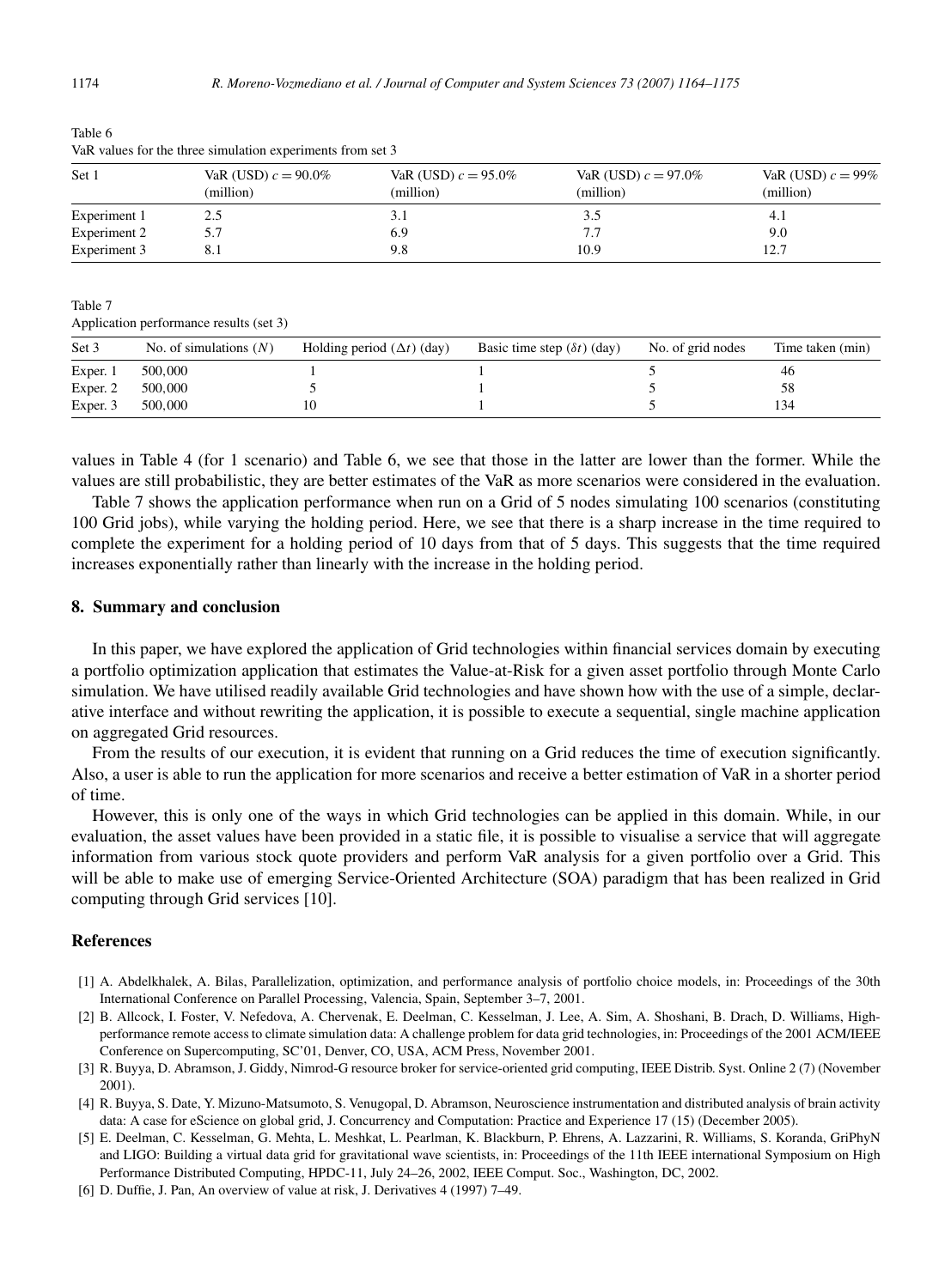Table 6
VaR values for the three simulation experiments from set 3

| Set 1 | VaR (USD) $c = 90.0\%$ (million) | VaR (USD) $c = 95.0\%$ (million) | VaR (USD) $c = 97.0\%$ (million) | VaR (USD) $c = 99\%$ (million) |
|---|---|---|---|---|
| Experiment 1 | 2.5 | 3.1 | 3.5 | 4.1 |
| Experiment 2 | 5.7 | 6.9 | 7.7 | 9.0 |
| Experiment 3 | 8.1 | 9.8 | 10.9 | 12.7 |

Table 7
Application performance results (set 3)

| Set 3 | No. of simulations ($N$) | Holding period ($\Delta t$) (day) | Basic time step ($\delta t$) (day) | No. of grid nodes | Time taken (min) |
|---|---|---|---|---|---|
| Exper. 1 | 500,000 | 1 | 1 | 5 | 46 |
| Exper. 2 | 500,000 | 5 | 1 | 5 | 58 |
| Exper. 3 | 500,000 | 10 | 1 | 5 | 134 |

values in Table 4 (for 1 scenario) and Table 6, we see that those in the latter are lower than the former. While the values are still probabilistic, they are better estimates of the VaR as more scenarios were considered in the evaluation.

Table 7 shows the application performance when run on a Grid of 5 nodes simulating 100 scenarios (constituting 100 Grid jobs), while varying the holding period. Here, we see that there is a sharp increase in the time required to complete the experiment for a holding period of 10 days from that of 5 days. This suggests that the time required increases exponentially rather than linearly with the increase in the holding period.

## 8. Summary and conclusion

In this paper, we have explored the application of Grid technologies within financial services domain by executing a portfolio optimization application that estimates the Value-at-Risk for a given asset portfolio through Monte Carlo simulation. We have utilised readily available Grid technologies and have shown how with the use of a simple, declarative interface and without rewriting the application, it is possible to execute a sequential, single machine application on aggregated Grid resources.

From the results of our execution, it is evident that running on a Grid reduces the time of execution significantly. Also, a user is able to run the application for more scenarios and receive a better estimation of VaR in a shorter period of time.

However, this is only one of the ways in which Grid technologies can be applied in this domain. While, in our evaluation, the asset values have been provided in a static file, it is possible to visualise a service that will aggregate information from various stock quote providers and perform VaR analysis for a given portfolio over a Grid. This will be able to make use of emerging Service-Oriented Architecture (SOA) paradigm that has been realized in Grid computing through Grid services [10].

## References

[1] A. Abdelkhalek, A. Bilas, Parallelization, optimization, and performance analysis of portfolio choice models, in: Proceedings of the 30th International Conference on Parallel Processing, Valencia, Spain, September 3–7, 2001.

[2] B. Allcock, I. Foster, V. Nefedova, A. Chervenak, E. Deelman, C. Kesselman, J. Lee, A. Sim, A. Shoshani, B. Drach, D. Williams, High-performance remote access to climate simulation data: A challenge problem for data grid technologies, in: Proceedings of the 2001 ACM/IEEE Conference on Supercomputing, SC'01, Denver, CO, USA, ACM Press, November 2001.

[3] R. Buyya, D. Abramson, J. Giddy, Nimrod-G resource broker for service-oriented grid computing, IEEE Distrib. Syst. Online 2 (7) (November 2001).

[4] R. Buyya, S. Date, Y. Mizuno-Matsumoto, S. Venugopal, D. Abramson, Neuroscience instrumentation and distributed analysis of brain activity data: A case for eScience on global grid, J. Concurrency and Computation: Practice and Experience 17 (15) (December 2005).

[5] E. Deelman, C. Kesselman, G. Mehta, L. Meshkat, L. Pearlman, K. Blackburn, P. Ehrens, A. Lazzarini, R. Williams, S. Koranda, GriPhyN and LIGO: Building a virtual data grid for gravitational wave scientists, in: Proceedings of the 11th IEEE international Symposium on High Performance Distributed Computing, HPDC-11, July 24–26, 2002, IEEE Comput. Soc., Washington, DC, 2002.

[6] D. Duffie, J. Pan, An overview of value at risk, J. Derivatives 4 (1997) 7–49.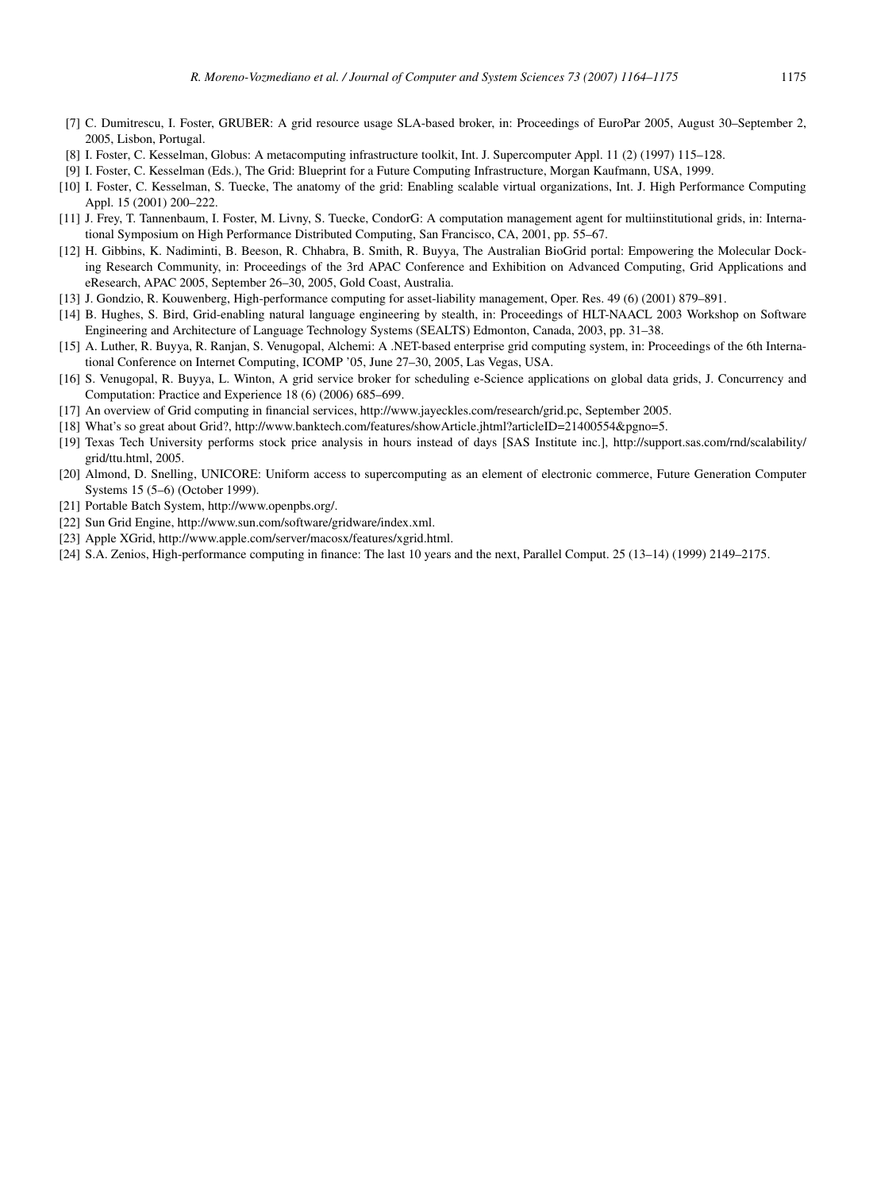[7] C. Dumitrescu, I. Foster, GRUBER: A grid resource usage SLA-based broker, in: Proceedings of EuroPar 2005, August 30–September 2, 2005, Lisbon, Portugal.

[8] I. Foster, C. Kesselman, Globus: A metacomputing infrastructure toolkit, Int. J. Supercomputer Appl. 11 (2) (1997) 115–128.

[9] I. Foster, C. Kesselman (Eds.), The Grid: Blueprint for a Future Computing Infrastructure, Morgan Kaufmann, USA, 1999.

[10] I. Foster, C. Kesselman, S. Tuecke, The anatomy of the grid: Enabling scalable virtual organizations, Int. J. High Performance Computing Appl. 15 (2001) 200–222.

[11] J. Frey, T. Tannenbaum, I. Foster, M. Livny, S. Tuecke, CondorG: A computation management agent for multiinstitutional grids, in: International Symposium on High Performance Distributed Computing, San Francisco, CA, 2001, pp. 55–67.

[12] H. Gibbins, K. Nadiminti, B. Beeson, R. Chhabra, B. Smith, R. Buyya, The Australian BioGrid portal: Empowering the Molecular Docking Research Community, in: Proceedings of the 3rd APAC Conference and Exhibition on Advanced Computing, Grid Applications and eResearch, APAC 2005, September 26–30, 2005, Gold Coast, Australia.

[13] J. Gondzio, R. Kouwenberg, High-performance computing for asset-liability management, Oper. Res. 49 (6) (2001) 879–891.

[14] B. Hughes, S. Bird, Grid-enabling natural language engineering by stealth, in: Proceedings of HLT-NAACL 2003 Workshop on Software Engineering and Architecture of Language Technology Systems (SEALTS) Edmonton, Canada, 2003, pp. 31–38.

[15] A. Luther, R. Buyya, R. Ranjan, S. Venugopal, Alchemi: A .NET-based enterprise grid computing system, in: Proceedings of the 6th International Conference on Internet Computing, ICOMP '05, June 27–30, 2005, Las Vegas, USA.

[16] S. Venugopal, R. Buyya, L. Winton, A grid service broker for scheduling e-Science applications on global data grids, J. Concurrency and Computation: Practice and Experience 18 (6) (2006) 685–699.

[17] An overview of Grid computing in financial services, http://www.jayeckles.com/research/grid.pc, September 2005.

[18] What's so great about Grid?, http://www.banktech.com/features/showArticle.jhtml?articleID=21400554&pgno=5.

[19] Texas Tech University performs stock price analysis in hours instead of days [SAS Institute inc.], http://support.sas.com/rnd/scalability/grid/ttu.html, 2005.

[20] Almond, D. Snelling, UNICORE: Uniform access to supercomputing as an element of electronic commerce, Future Generation Computer Systems 15 (5–6) (October 1999).

[21] Portable Batch System, http://www.openpbs.org/.

[22] Sun Grid Engine, http://www.sun.com/software/gridware/index.xml.

[23] Apple XGrid, http://www.apple.com/server/macosx/features/xgrid.html.

[24] S.A. Zenios, High-performance computing in finance: The last 10 years and the next, Parallel Comput. 25 (13–14) (1999) 2149–2175.